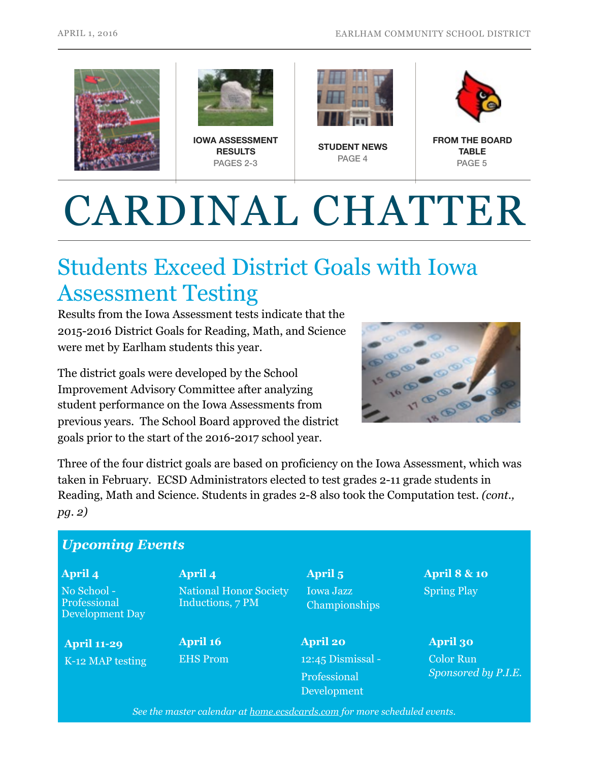IOWA ASSESSMENT RESULTS
PAGES 2-3

STUDENT NEWS
PAGE 4

FROM THE BOARD TABLE
PAGE 5

# CARDINAL CHATTER

## Students Exceed District Goals with Iowa Assessment Testing

Results from the Iowa Assessment tests indicate that the 2015-2016 District Goals for Reading, Math, and Science were met by Earlham students this year.

The district goals were developed by the School Improvement Advisory Committee after analyzing student performance on the Iowa Assessments from previous years. The School Board approved the district goals prior to the start of the 2016-2017 school year.

Three of the four district goals are based on proficiency on the Iowa Assessment, which was taken in February. ECSD Administrators elected to test grades 2-11 grade students in Reading, Math and Science. Students in grades 2-8 also took the Computation test. *(cont., pg. 2)*

### *Upcoming Events*

**April 4**
No School - Professional Development Day

**April 4**
National Honor Society Inductions, 7 PM

**April 5**
Iowa Jazz Championships

**April 8 & 10**
Spring Play

**April 11-29**
K-12 MAP testing

**April 16**
EHS Prom

**April 20**
12:45 Dismissal - Professional Development

**April 30**
Color Run
*Sponsored by P.I.E.*

*See the master calendar at home.ecsdcards.com for more scheduled events.*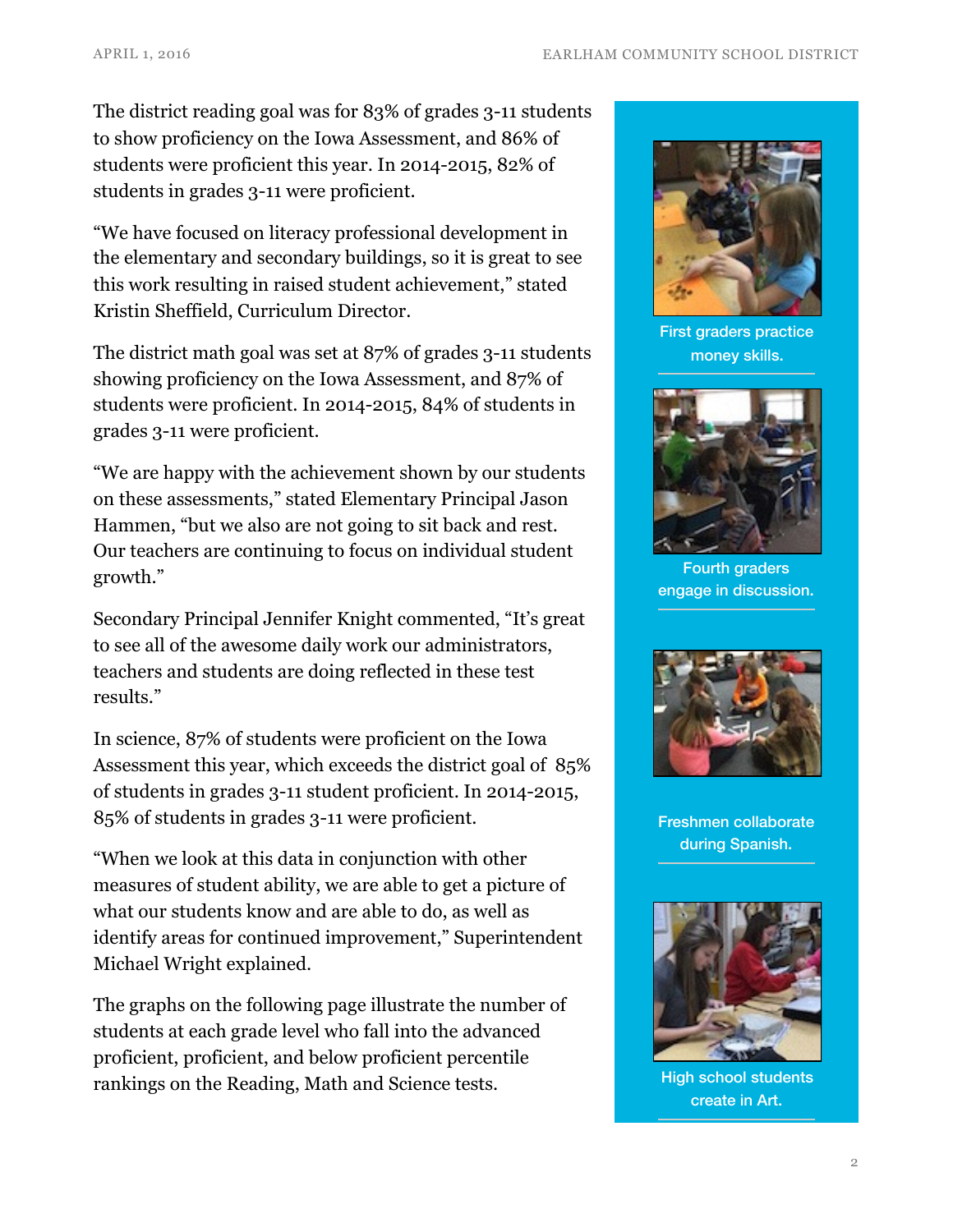The district reading goal was for 83% of grades 3-11 students to show proficiency on the Iowa Assessment, and 86% of students were proficient this year. In 2014-2015, 82% of students in grades 3-11 were proficient.

"We have focused on literacy professional development in the elementary and secondary buildings, so it is great to see this work resulting in raised student achievement," stated Kristin Sheffield, Curriculum Director.

The district math goal was set at 87% of grades 3-11 students showing proficiency on the Iowa Assessment, and 87% of students were proficient. In 2014-2015, 84% of students in grades 3-11 were proficient.

"We are happy with the achievement shown by our students on these assessments," stated Elementary Principal Jason Hammen, "but we also are not going to sit back and rest. Our teachers are continuing to focus on individual student growth."

Secondary Principal Jennifer Knight commented, "It's great to see all of the awesome daily work our administrators, teachers and students are doing reflected in these test results."

In science, 87% of students were proficient on the Iowa Assessment this year, which exceeds the district goal of 85% of students in grades 3-11 student proficient. In 2014-2015, 85% of students in grades 3-11 were proficient.

"When we look at this data in conjunction with other measures of student ability, we are able to get a picture of what our students know and are able to do, as well as identify areas for continued improvement," Superintendent Michael Wright explained.

The graphs on the following page illustrate the number of students at each grade level who fall into the advanced proficient, proficient, and below proficient percentile rankings on the Reading, Math and Science tests.

First graders practice money skills.

Fourth graders engage in discussion.

Freshmen collaborate during Spanish.

High school students create in Art.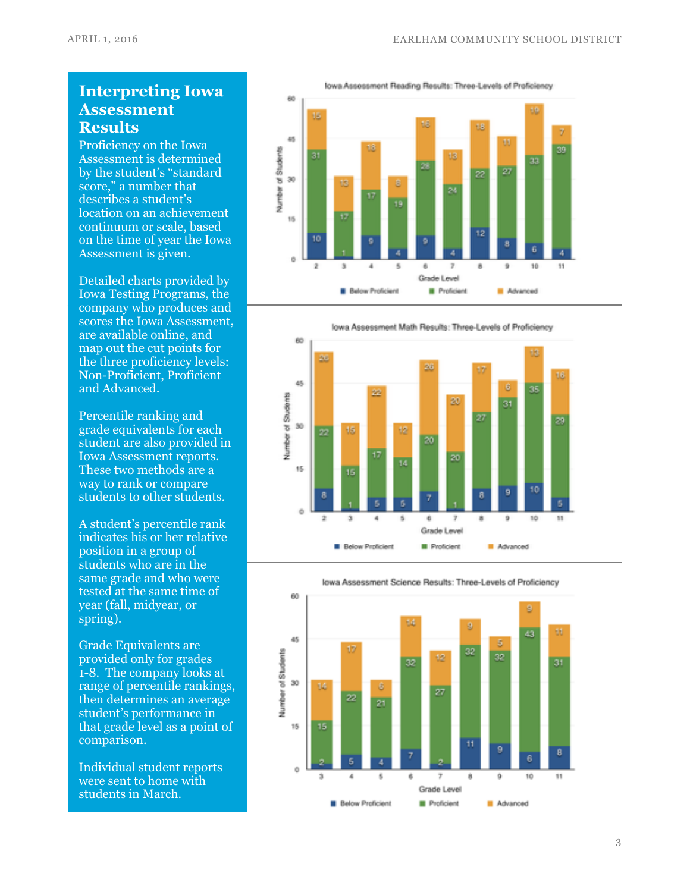## Interpreting Iowa Assessment Results

Proficiency on the Iowa Assessment is determined by the student's "standard score," a number that describes a student's location on an achievement continuum or scale, based on the time of year the Iowa Assessment is given.

Detailed charts provided by Iowa Testing Programs, the company who produces and scores the Iowa Assessment, are available online, and map out the cut points for the three proficiency levels: Non-Proficient, Proficient and Advanced.

Percentile ranking and grade equivalents for each student are also provided in Iowa Assessment reports. These two methods are a way to rank or compare students to other students.

A student's percentile rank indicates his or her relative position in a group of students who are in the same grade and who were tested at the same time of year (fall, midyear, or spring).

Grade Equivalents are provided only for grades 1-8. The company looks at range of percentile rankings, then determines an average student's performance in that grade level as a point of comparison.

Individual student reports were sent to home with students in March.

**Iowa Assessment Reading Results: Three-Levels of Proficiency**

| Grade Level | Below Proficient | Proficient | Advanced |
|---|---|---|---|
| 2 | 10 | 31 | 15 |
| 3 | 1 | 17 | 13 |
| 4 | 9 | 17 | 18 |
| 5 | 4 | 19 | 8 |
| 6 | 9 | 28 | 16 |
| 7 | 4 | 24 | 13 |
| 8 | 12 | 22 | 18 |
| 9 | 8 | 27 | 11 |
| 10 | 6 | 33 | 19 |
| 11 | 4 | 39 | 7 |

**Iowa Assessment Math Results: Three-Levels of Proficiency**

| Grade Level | Below Proficient | Proficient | Advanced |
|---|---|---|---|
| 2 | 8 | 22 | 26 |
| 3 | 1 | 15 | 15 |
| 4 | 5 | 17 | 22 |
| 5 | 5 | 14 | 12 |
| 6 | 7 | 20 | 26 |
| 7 | 1 | 20 | 20 |
| 8 | 8 | 27 | 17 |
| 9 | 9 | 31 | 6 |
| 10 | 10 | 35 | 13 |
| 11 | 5 | 29 | 16 |

**Iowa Assessment Science Results: Three-Levels of Proficiency**

| Grade Level | Below Proficient | Proficient | Advanced |
|---|---|---|---|
| 3 | 2 | 15 | 14 |
| 4 | 5 | 22 | 17 |
| 5 | 4 | 21 | 6 |
| 6 | 7 | 32 | 14 |
| 7 | 2 | 27 | 12 |
| 8 | 11 | 32 | 9 |
| 9 | 9 | 32 | 5 |
| 10 | 6 | 43 | 9 |
| 11 | 8 | 31 | 11 |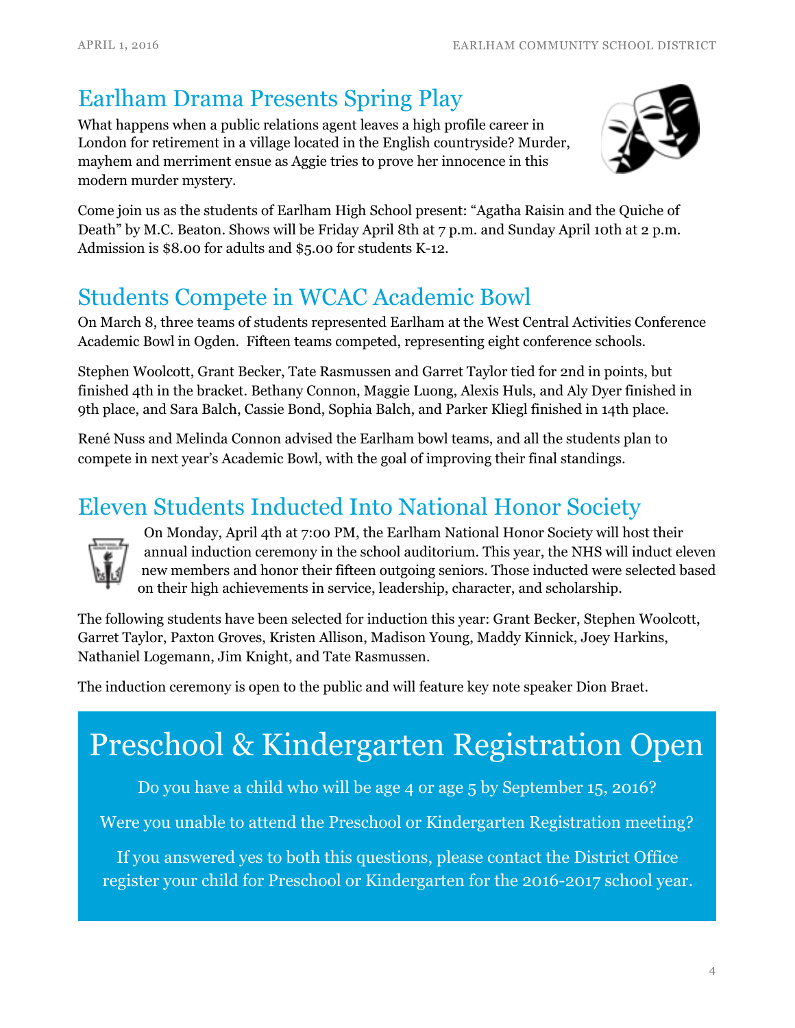## Earlham Drama Presents Spring Play

What happens when a public relations agent leaves a high profile career in London for retirement in a village located in the English countryside? Murder, mayhem and merriment ensue as Aggie tries to prove her innocence in this modern murder mystery.

Come join us as the students of Earlham High School present: "Agatha Raisin and the Quiche of Death" by M.C. Beaton. Shows will be Friday April 8th at 7 p.m. and Sunday April 10th at 2 p.m. Admission is $8.00 for adults and $5.00 for students K-12.

## Students Compete in WCAC Academic Bowl

On March 8, three teams of students represented Earlham at the West Central Activities Conference Academic Bowl in Ogden. Fifteen teams competed, representing eight conference schools.

Stephen Woolcott, Grant Becker, Tate Rasmussen and Garret Taylor tied for 2nd in points, but finished 4th in the bracket. Bethany Connon, Maggie Luong, Alexis Huls, and Aly Dyer finished in 9th place, and Sara Balch, Cassie Bond, Sophia Balch, and Parker Kliegl finished in 14th place.

René Nuss and Melinda Connon advised the Earlham bowl teams, and all the students plan to compete in next year's Academic Bowl, with the goal of improving their final standings.

## Eleven Students Inducted Into National Honor Society

On Monday, April 4th at 7:00 PM, the Earlham National Honor Society will host their annual induction ceremony in the school auditorium. This year, the NHS will induct eleven new members and honor their fifteen outgoing seniors. Those inducted were selected based on their high achievements in service, leadership, character, and scholarship.

The following students have been selected for induction this year: Grant Becker, Stephen Woolcott, Garret Taylor, Paxton Groves, Kristen Allison, Madison Young, Maddy Kinnick, Joey Harkins, Nathaniel Logemann, Jim Knight, and Tate Rasmussen.

The induction ceremony is open to the public and will feature key note speaker Dion Braet.

# Preschool & Kindergarten Registration Open

Do you have a child who will be age 4 or age 5 by September 15, 2016?

Were you unable to attend the Preschool or Kindergarten Registration meeting?

If you answered yes to both this questions, please contact the District Office register your child for Preschool or Kindergarten for the 2016-2017 school year.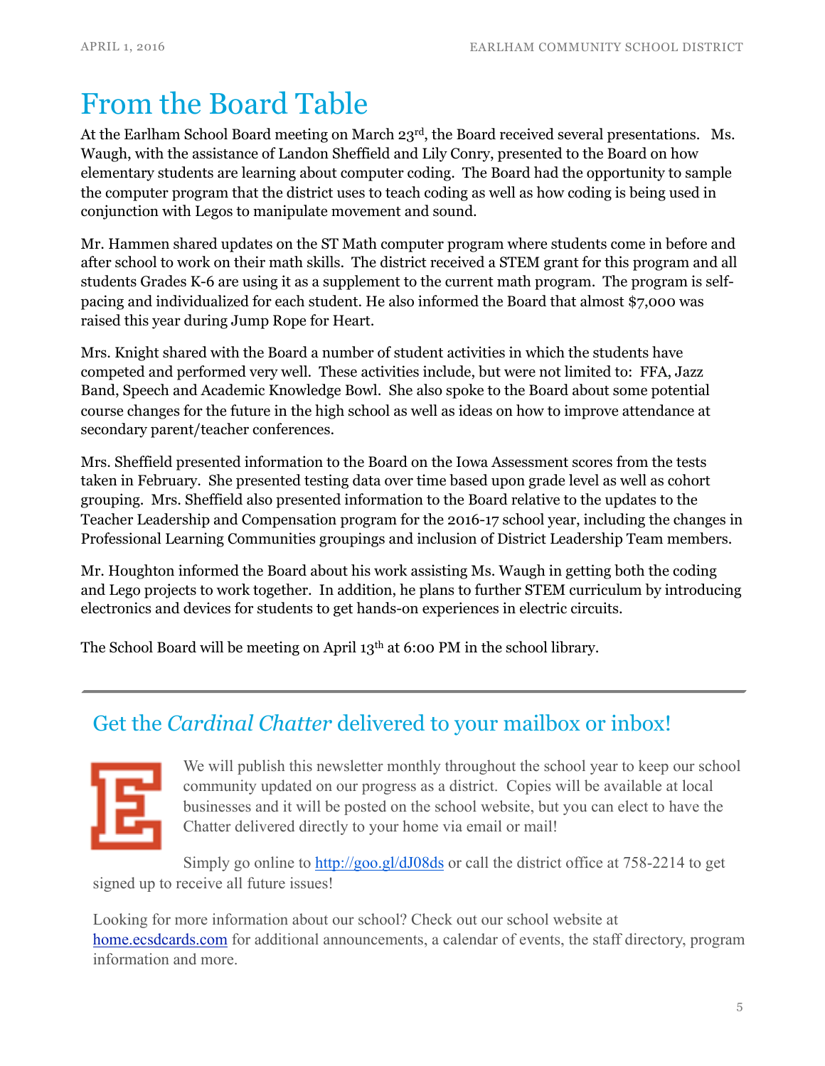# From the Board Table

At the Earlham School Board meeting on March 23rd, the Board received several presentations. Ms. Waugh, with the assistance of Landon Sheffield and Lily Conry, presented to the Board on how elementary students are learning about computer coding. The Board had the opportunity to sample the computer program that the district uses to teach coding as well as how coding is being used in conjunction with Legos to manipulate movement and sound.

Mr. Hammen shared updates on the ST Math computer program where students come in before and after school to work on their math skills. The district received a STEM grant for this program and all students Grades K-6 are using it as a supplement to the current math program. The program is self-pacing and individualized for each student. He also informed the Board that almost $7,000 was raised this year during Jump Rope for Heart.

Mrs. Knight shared with the Board a number of student activities in which the students have competed and performed very well. These activities include, but were not limited to: FFA, Jazz Band, Speech and Academic Knowledge Bowl. She also spoke to the Board about some potential course changes for the future in the high school as well as ideas on how to improve attendance at secondary parent/teacher conferences.

Mrs. Sheffield presented information to the Board on the Iowa Assessment scores from the tests taken in February. She presented testing data over time based upon grade level as well as cohort grouping. Mrs. Sheffield also presented information to the Board relative to the updates to the Teacher Leadership and Compensation program for the 2016-17 school year, including the changes in Professional Learning Communities groupings and inclusion of District Leadership Team members.

Mr. Houghton informed the Board about his work assisting Ms. Waugh in getting both the coding and Lego projects to work together. In addition, he plans to further STEM curriculum by introducing electronics and devices for students to get hands-on experiences in electric circuits.

The School Board will be meeting on April 13th at 6:00 PM in the school library.

---

## Get the *Cardinal Chatter* delivered to your mailbox or inbox!

We will publish this newsletter monthly throughout the school year to keep our school community updated on our progress as a district. Copies will be available at local businesses and it will be posted on the school website, but you can elect to have the Chatter delivered directly to your home via email or mail!

Simply go online to [http://goo.gl/dJ08ds](http://goo.gl/dJ08ds) or call the district office at 758-2214 to get signed up to receive all future issues!

Looking for more information about our school? Check out our school website at [home.ecsdcards.com](http://home.ecsdcards.com) for additional announcements, a calendar of events, the staff directory, program information and more.